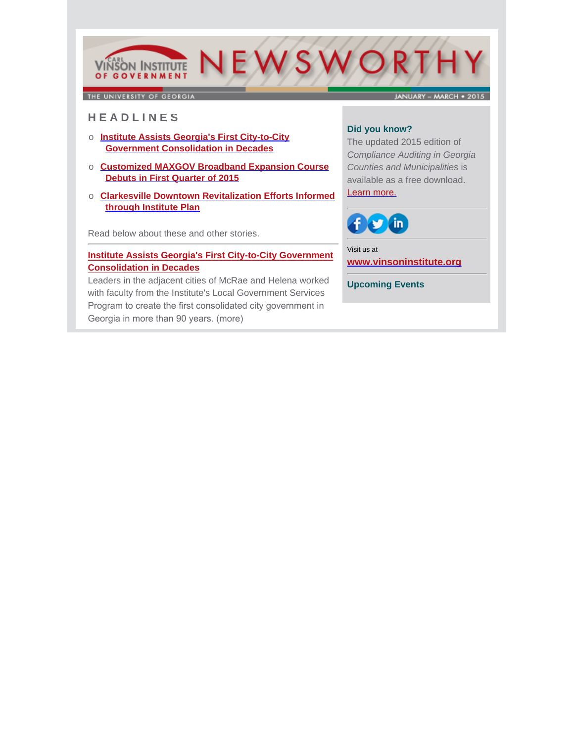# CARL VINSON INSTITUTE OF GOVERNMENT NEWSWORTHY

THE UNIVERSITY OF GEORGIA — JANUARY – MARCH • 2015

## HEADLINES

- **Institute Assists Georgia's First City-to-City Government Consolidation in Decades**
- **Customized MAXGOV Broadband Expansion Course Debuts in First Quarter of 2015**
- **Clarkesville Downtown Revitalization Efforts Informed through Institute Plan**

Read below about these and other stories.

---

### Institute Assists Georgia's First City-to-City Government Consolidation in Decades

Leaders in the adjacent cities of McRae and Helena worked with faculty from the Institute's Local Government Services Program to create the first consolidated city government in Georgia in more than 90 years. (more)

---

**Did you know?**

The updated 2015 edition of *Compliance Auditing in Georgia Counties and Municipalities* is available as a free download. Learn more.

---

Visit us at

**www.vinsoninstitute.org**

---

**Upcoming Events**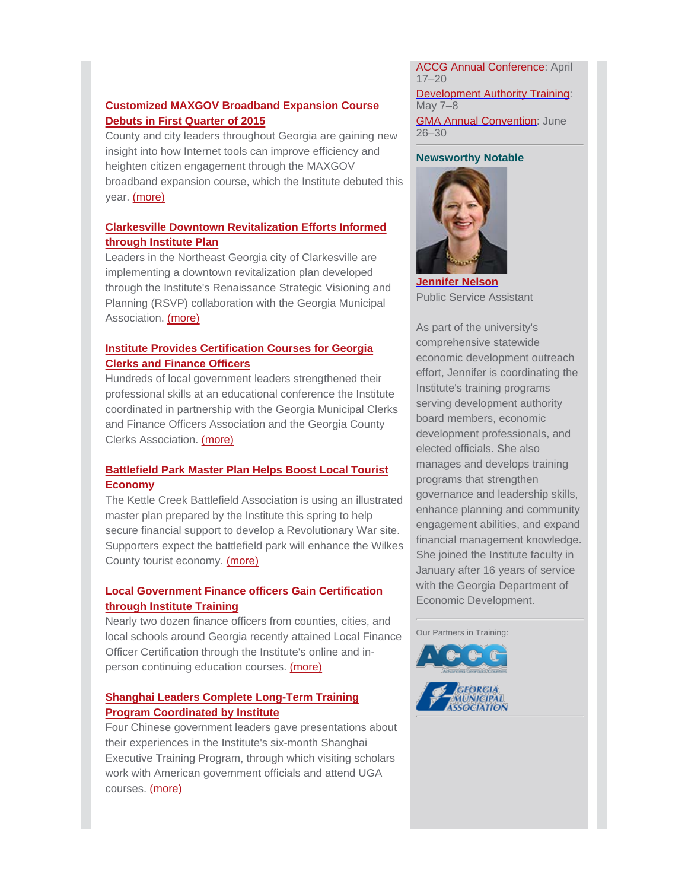**Customized MAXGOV Broadband Expansion Course Debuts in First Quarter of 2015**

County and city leaders throughout Georgia are gaining new insight into how Internet tools can improve efficiency and heighten citizen engagement through the MAXGOV broadband expansion course, which the Institute debuted this year. (more)

**Clarkesville Downtown Revitalization Efforts Informed through Institute Plan**

Leaders in the Northeast Georgia city of Clarkesville are implementing a downtown revitalization plan developed through the Institute's Renaissance Strategic Visioning and Planning (RSVP) collaboration with the Georgia Municipal Association. (more)

**Institute Provides Certification Courses for Georgia Clerks and Finance Officers**

Hundreds of local government leaders strengthened their professional skills at an educational conference the Institute coordinated in partnership with the Georgia Municipal Clerks and Finance Officers Association and the Georgia County Clerks Association. (more)

**Battlefield Park Master Plan Helps Boost Local Tourist Economy**

The Kettle Creek Battlefield Association is using an illustrated master plan prepared by the Institute this spring to help secure financial support to develop a Revolutionary War site. Supporters expect the battlefield park will enhance the Wilkes County tourist economy. (more)

**Local Government Finance officers Gain Certification through Institute Training**

Nearly two dozen finance officers from counties, cities, and local schools around Georgia recently attained Local Finance Officer Certification through the Institute's online and in-person continuing education courses. (more)

**Shanghai Leaders Complete Long-Term Training Program Coordinated by Institute**

Four Chinese government leaders gave presentations about their experiences in the Institute's six-month Shanghai Executive Training Program, through which visiting scholars work with American government officials and attend UGA courses. (more)

---

ACCG Annual Conference: April 17–20

Development Authority Training: May 7–8

GMA Annual Convention: June 26–30

---

**Newsworthy Notable**

**Jennifer Nelson**

Public Service Assistant

As part of the university's comprehensive statewide economic development outreach effort, Jennifer is coordinating the Institute's training programs serving development authority board members, economic development professionals, and elected officials. She also manages and develops training programs that strengthen governance and leadership skills, enhance planning and community engagement abilities, and expand financial management knowledge. She joined the Institute faculty in January after 16 years of service with the Georgia Department of Economic Development.

---

Our Partners in Training:

ACCG — Advancing Georgia's Counties

Georgia Municipal Association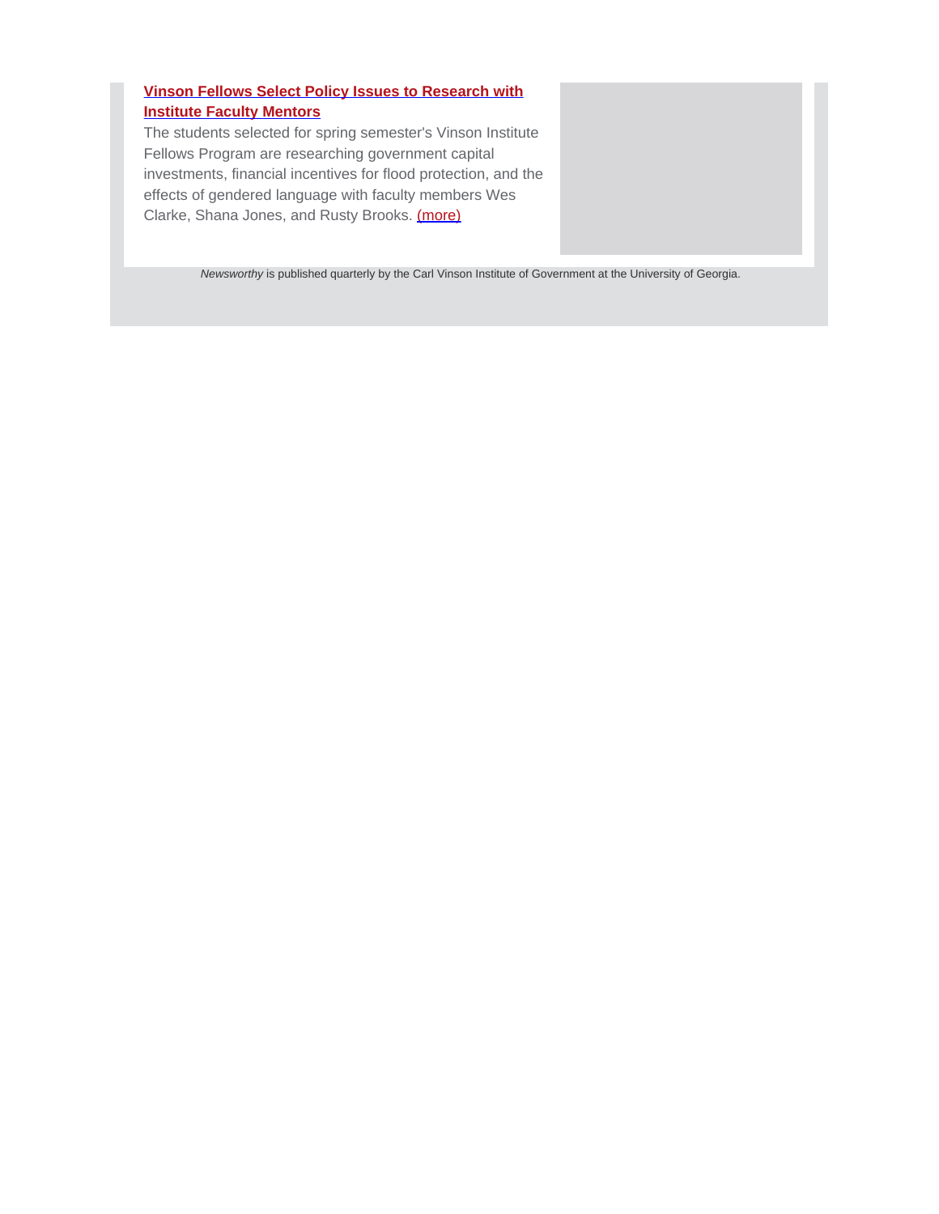**Vinson Fellows Select Policy Issues to Research with Institute Faculty Mentors**

The students selected for spring semester's Vinson Institute Fellows Program are researching government capital investments, financial incentives for flood protection, and the effects of gendered language with faculty members Wes Clarke, Shana Jones, and Rusty Brooks. (more)

*Newsworthy* is published quarterly by the Carl Vinson Institute of Government at the University of Georgia.